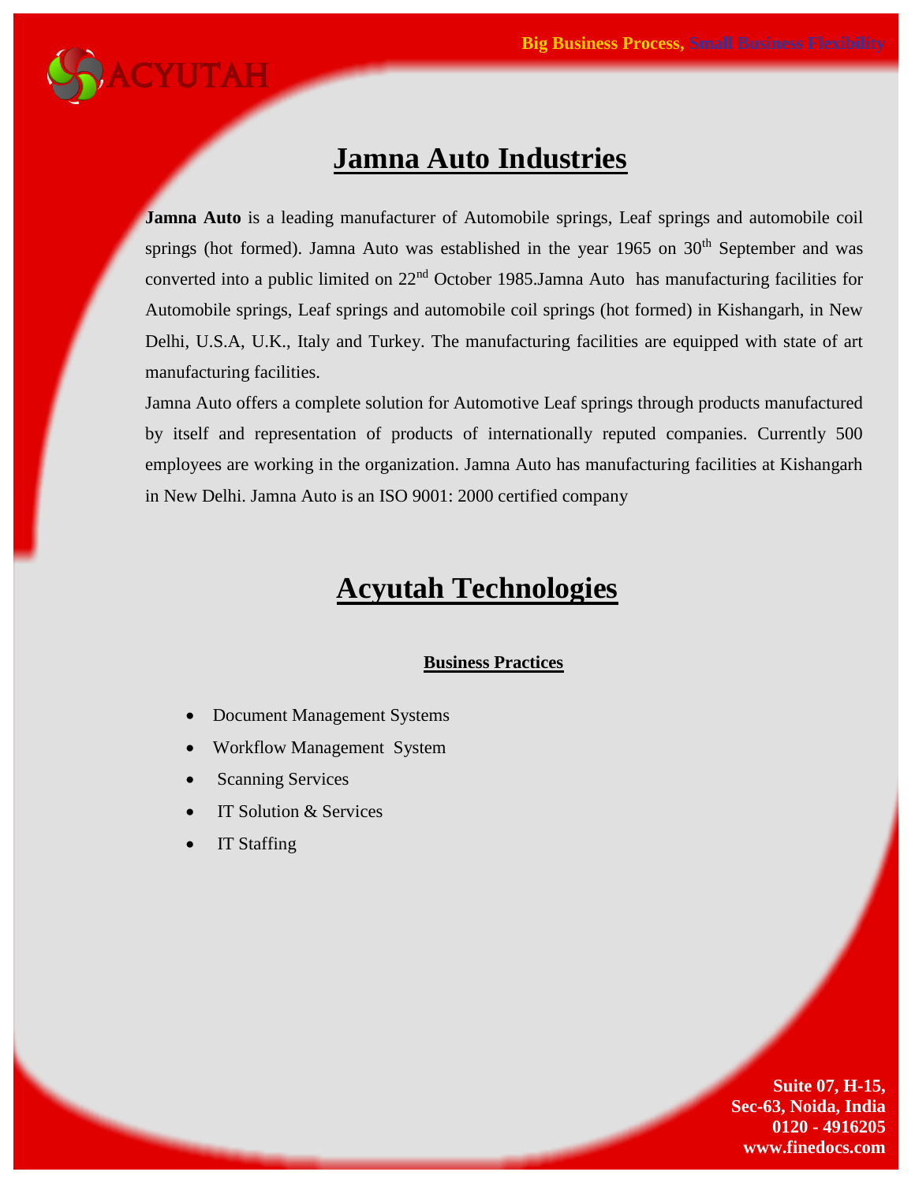# Jamna Auto Industries

**Jamna Auto** is a leading manufacturer of Automobile springs, Leaf springs and automobile coil springs (hot formed). Jamna Auto was established in the year 1965 on 30$^{th}$ September and was converted into a public limited on 22$^{nd}$ October 1985.Jamna Auto has manufacturing facilities for Automobile springs, Leaf springs and automobile coil springs (hot formed) in Kishangarh, in New Delhi, U.S.A, U.K., Italy and Turkey. The manufacturing facilities are equipped with state of art manufacturing facilities.

Jamna Auto offers a complete solution for Automotive Leaf springs through products manufactured by itself and representation of products of internationally reputed companies. Currently 500 employees are working in the organization. Jamna Auto has manufacturing facilities at Kishangarh in New Delhi. Jamna Auto is an ISO 9001: 2000 certified company

# Acyutah Technologies

### Business Practices

- Document Management Systems
- Workflow Management System
- Scanning Services
- IT Solution & Services
- IT Staffing

**Suite 07, H-15,**
**Sec-63, Noida, India**
**0120 - 4916205**
**www.finedocs.com**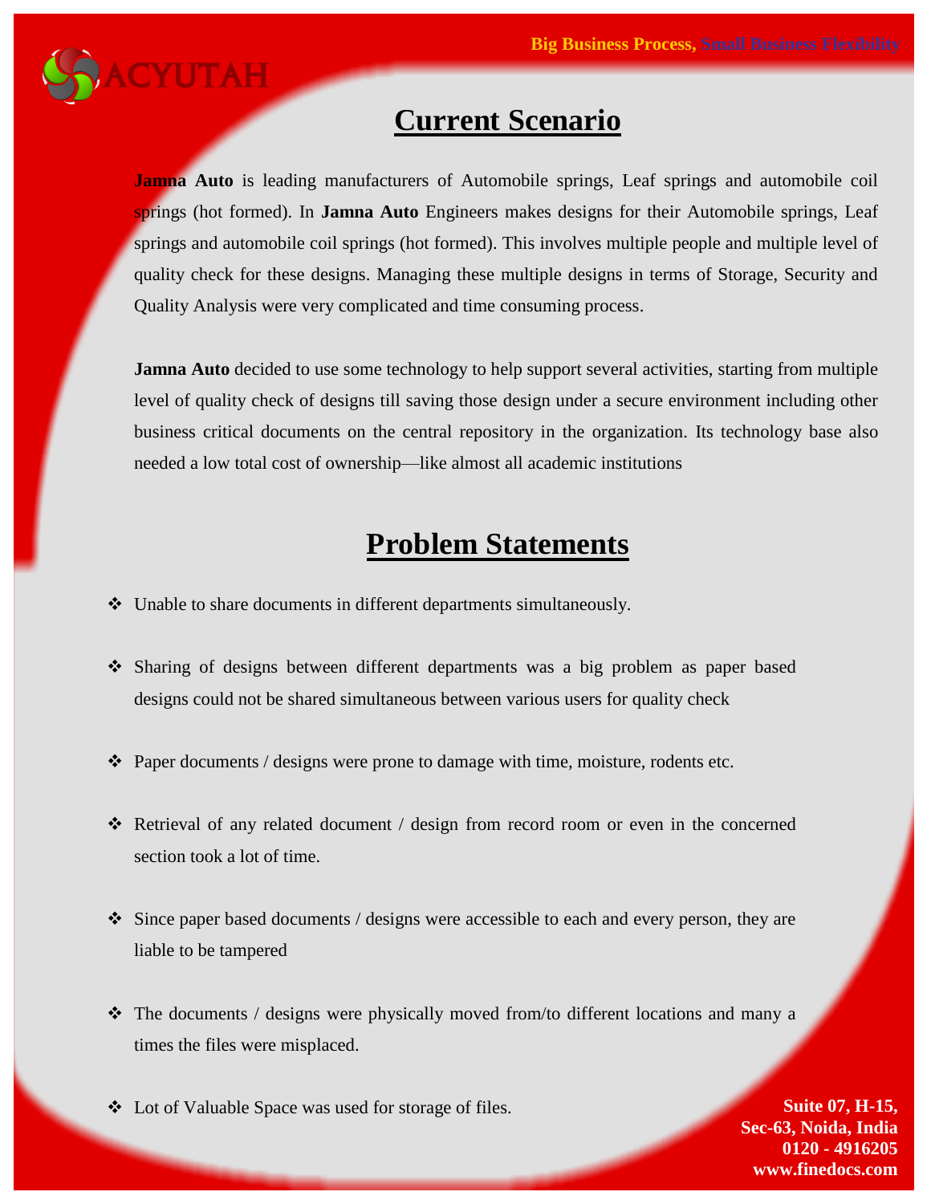## Current Scenario

**Jamna Auto** is leading manufacturers of Automobile springs, Leaf springs and automobile coil springs (hot formed). In **Jamna Auto** Engineers makes designs for their Automobile springs, Leaf springs and automobile coil springs (hot formed). This involves multiple people and multiple level of quality check for these designs. Managing these multiple designs in terms of Storage, Security and Quality Analysis were very complicated and time consuming process.

**Jamna Auto** decided to use some technology to help support several activities, starting from multiple level of quality check of designs till saving those design under a secure environment including other business critical documents on the central repository in the organization. Its technology base also needed a low total cost of ownership—like almost all academic institutions

## Problem Statements

- Unable to share documents in different departments simultaneously.
- Sharing of designs between different departments was a big problem as paper based designs could not be shared simultaneous between various users for quality check
- Paper documents / designs were prone to damage with time, moisture, rodents etc.
- Retrieval of any related document / design from record room or even in the concerned section took a lot of time.
- Since paper based documents / designs were accessible to each and every person, they are liable to be tampered
- The documents / designs were physically moved from/to different locations and many a times the files were misplaced.
- Lot of Valuable Space was used for storage of files.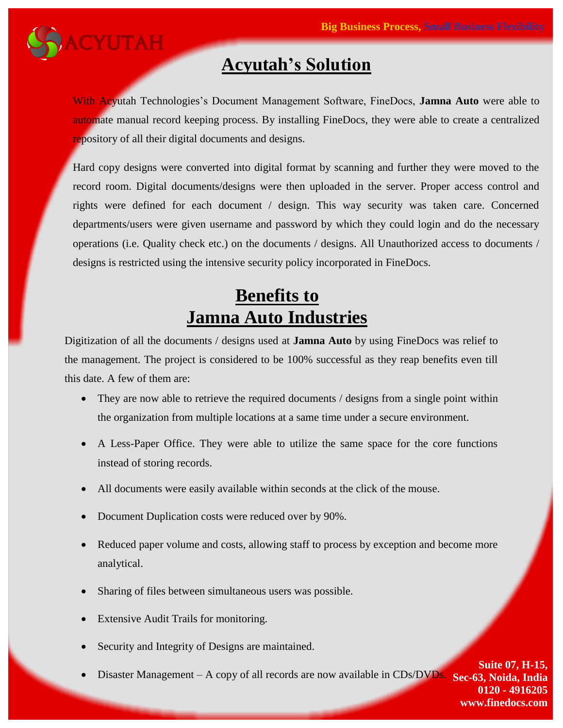# Acyutah's Solution

With Acyutah Technologies's Document Management Software, FineDocs, **Jamna Auto** were able to automate manual record keeping process. By installing FineDocs, they were able to create a centralized repository of all their digital documents and designs.

Hard copy designs were converted into digital format by scanning and further they were moved to the record room. Digital documents/designs were then uploaded in the server. Proper access control and rights were defined for each document / design. This way security was taken care. Concerned departments/users were given username and password by which they could login and do the necessary operations (i.e. Quality check etc.) on the documents / designs. All Unauthorized access to documents / designs is restricted using the intensive security policy incorporated in FineDocs.

# Benefits to Jamna Auto Industries

Digitization of all the documents / designs used at **Jamna Auto** by using FineDocs was relief to the management. The project is considered to be 100% successful as they reap benefits even till this date. A few of them are:

- They are now able to retrieve the required documents / designs from a single point within the organization from multiple locations at a same time under a secure environment.
- A Less-Paper Office. They were able to utilize the same space for the core functions instead of storing records.
- All documents were easily available within seconds at the click of the mouse.
- Document Duplication costs were reduced over by 90%.
- Reduced paper volume and costs, allowing staff to process by exception and become more analytical.
- Sharing of files between simultaneous users was possible.
- Extensive Audit Trails for monitoring.
- Security and Integrity of Designs are maintained.
- Disaster Management – A copy of all records are now available in CDs/DVDs.

**Suite 07, H-15,**
**Sec-63, Noida, India**
**0120 - 4916205**
**www.finedocs.com**